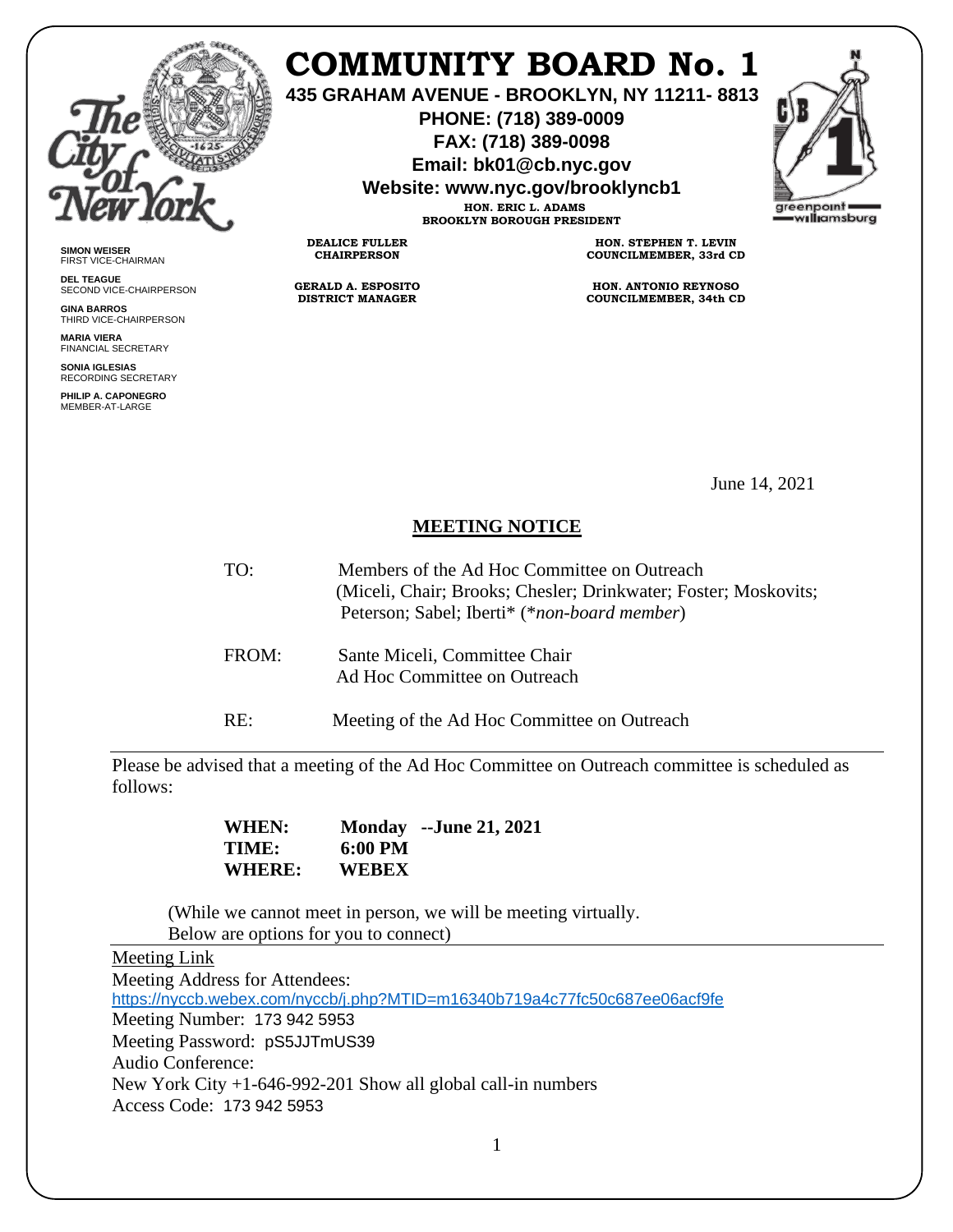# COMMUNITY BOARD No. 1

**435 GRAHAM AVENUE - BROOKLYN, NY 11211- 8813**
**PHONE: (718) 389-0009**
**FAX: (718) 389-0098**
**Email: bk01@cb.nyc.gov**
**Website: www.nyc.gov/brooklyncb1**

**HON. ERIC L. ADAMS**
**BROOKLYN BOROUGH PRESIDENT**

**DEALICE FULLER**
**CHAIRPERSON**

**GERALD A. ESPOSITO**
**DISTRICT MANAGER**

**HON. STEPHEN T. LEVIN**
**COUNCILMEMBER, 33rd CD**

**HON. ANTONIO REYNOSO**
**COUNCILMEMBER, 34th CD**

**SIMON WEISER**
FIRST VICE-CHAIRMAN

**DEL TEAGUE**
SECOND VICE-CHAIRPERSON

**GINA BARROS**
THIRD VICE-CHAIRPERSON

**MARIA VIERA**
FINANCIAL SECRETARY

**SONIA IGLESIAS**
RECORDING SECRETARY

**PHILIP A. CAPONEGRO**
MEMBER-AT-LARGE

June 14, 2021

## MEETING NOTICE

TO: Members of the Ad Hoc Committee on Outreach
(Miceli, Chair; Brooks; Chesler; Drinkwater; Foster; Moskovits; Peterson; Sabel; Iberti* (**non-board member*)

FROM: Sante Miceli, Committee Chair
Ad Hoc Committee on Outreach

RE: Meeting of the Ad Hoc Committee on Outreach

---

Please be advised that a meeting of the Ad Hoc Committee on Outreach committee is scheduled as follows:

**WHEN: Monday --June 21, 2021**
**TIME: 6:00 PM**
**WHERE: WEBEX**

(While we cannot meet in person, we will be meeting virtually.
Below are options for you to connect)

---

Meeting Link
Meeting Address for Attendees:
https://nyccb.webex.com/nyccb/j.php?MTID=m16340b719a4c77fc50c687ee06acf9fe
Meeting Number: 173 942 5953
Meeting Password: pS5JJTmUS39
Audio Conference:
New York City +1-646-992-201 Show all global call-in numbers
Access Code: 173 942 5953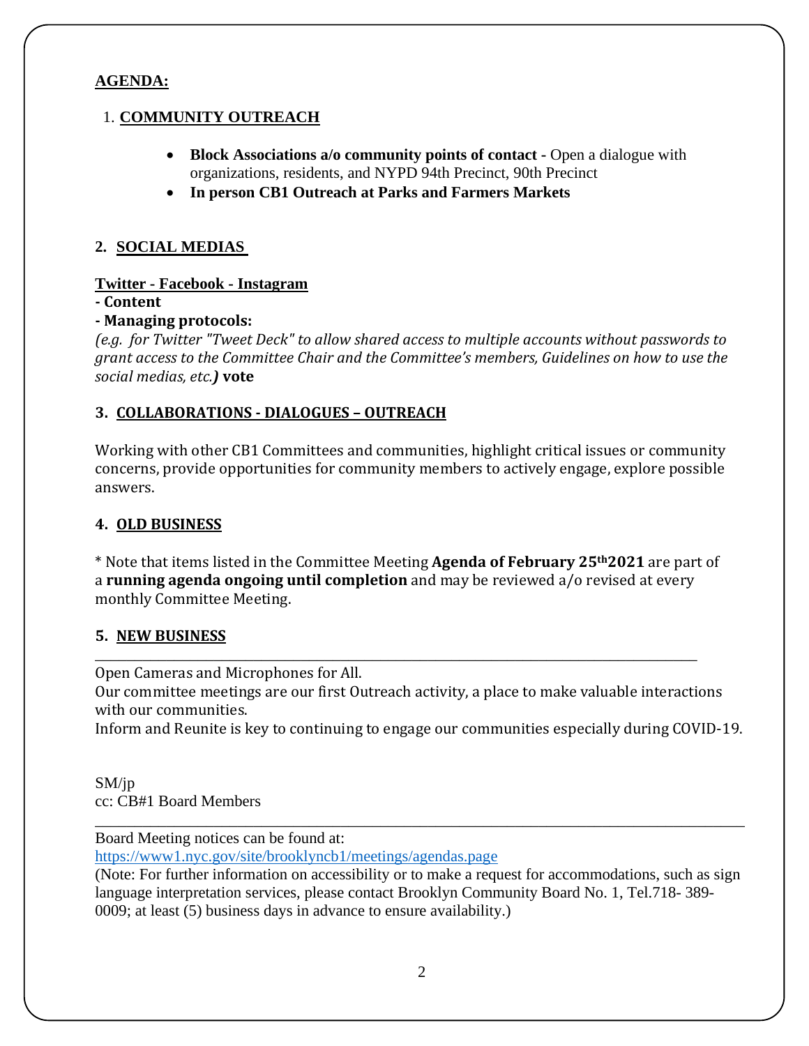**AGENDA:**

1. **COMMUNITY OUTREACH**

   - **Block Associations a/o community points of contact -** Open a dialogue with organizations, residents, and NYPD 94th Precinct, 90th Precinct
   - **In person CB1 Outreach at Parks and Farmers Markets**

**2. SOCIAL MEDIAS**

**Twitter - Facebook - Instagram**

**- Content**

**- Managing protocols:**

*(e.g. for Twitter "Tweet Deck" to allow shared access to multiple accounts without passwords to grant access to the Committee Chair and the Committee's members, Guidelines on how to use the social medias, etc.)* **vote**

**3. COLLABORATIONS - DIALOGUES – OUTREACH**

Working with other CB1 Committees and communities, highlight critical issues or community concerns, provide opportunities for community members to actively engage, explore possible answers.

**4. OLD BUSINESS**

* Note that items listed in the Committee Meeting **Agenda of February 25th2021** are part of a **running agenda ongoing until completion** and may be reviewed a/o revised at every monthly Committee Meeting.

**5. NEW BUSINESS**

---

Open Cameras and Microphones for All.

Our committee meetings are our first Outreach activity, a place to make valuable interactions with our communities.

Inform and Reunite is key to continuing to engage our communities especially during COVID-19.

SM/jp

cc: CB#1 Board Members

---

Board Meeting notices can be found at:

https://www1.nyc.gov/site/brooklyncb1/meetings/agendas.page

(Note: For further information on accessibility or to make a request for accommodations, such as sign language interpretation services, please contact Brooklyn Community Board No. 1, Tel.718- 389-0009; at least (5) business days in advance to ensure availability.)